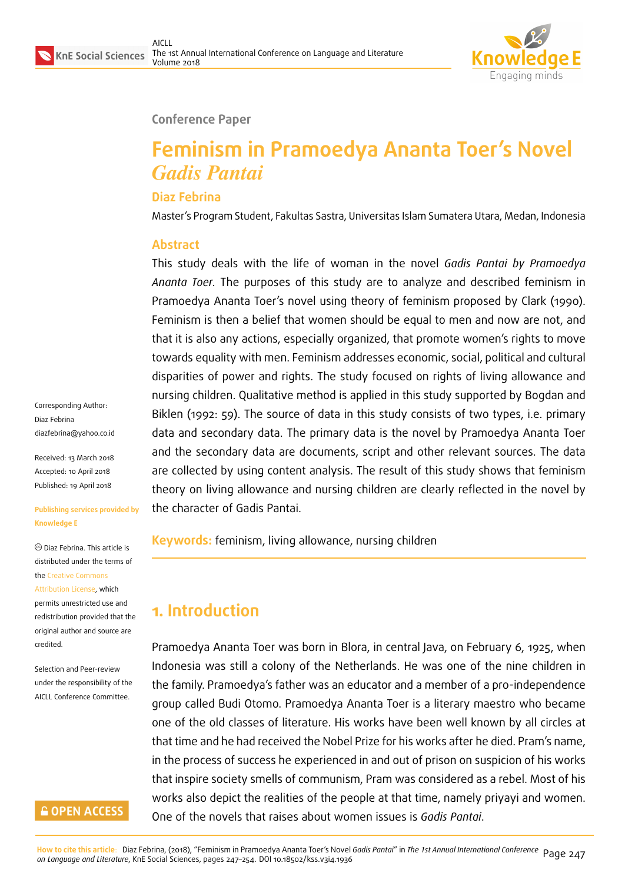Conference Paper

# Feminism in Pramoedya Ananta Toer's Novel *Gadis Pantai*

**Diaz Febrina**

Master's Program Student, Fakultas Sastra, Universitas Islam Sumatera Utara, Medan, Indonesia

Corresponding Author:
Diaz Febrina
diazfebrina@yahoo.co.id

Received: 13 March 2018
Accepted: 10 April 2018
Published: 19 April 2018

Publishing services provided by Knowledge E

© Diaz Febrina. This article is distributed under the terms of the Creative Commons Attribution License, which permits unrestricted use and redistribution provided that the original author and source are credited.

Selection and Peer-review under the responsibility of the AICLL Conference Committee.

## Abstract

This study deals with the life of woman in the novel *Gadis Pantai by Pramoedya Ananta Toer*. The purposes of this study are to analyze and described feminism in Pramoedya Ananta Toer's novel using theory of feminism proposed by Clark (1990). Feminism is then a belief that women should be equal to men and now are not, and that it is also any actions, especially organized, that promote women's rights to move towards equality with men. Feminism addresses economic, social, political and cultural disparities of power and rights. The study focused on rights of living allowance and nursing children. Qualitative method is applied in this study supported by Bogdan and Biklen (1992: 59). The source of data in this study consists of two types, i.e. primary data and secondary data. The primary data is the novel by Pramoedya Ananta Toer and the secondary data are documents, script and other relevant sources. The data are collected by using content analysis. The result of this study shows that feminism theory on living allowance and nursing children are clearly reflected in the novel by the character of Gadis Pantai.

**Keywords:** feminism, living allowance, nursing children

## 1. Introduction

Pramoedya Ananta Toer was born in Blora, in central Java, on February 6, 1925, when Indonesia was still a colony of the Netherlands. He was one of the nine children in the family. Pramoedya's father was an educator and a member of a pro-independence group called Budi Otomo. Pramoedya Ananta Toer is a literary maestro who became one of the old classes of literature. His works have been well known by all circles at that time and he had received the Nobel Prize for his works after he died. Pram's name, in the process of success he experienced in and out of prison on suspicion of his works that inspire society smells of communism, Pram was considered as a rebel. Most of his works also depict the realities of the people at that time, namely priyayi and women. One of the novels that raises about women issues is *Gadis Pantai*.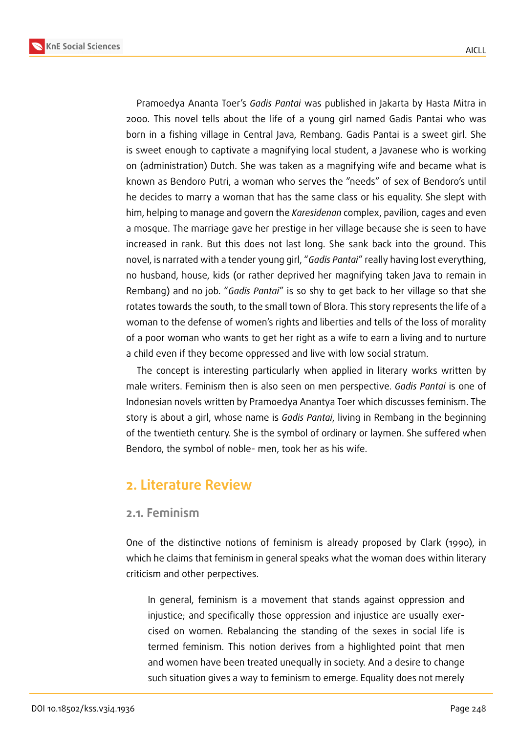Pramoedya Ananta Toer's *Gadis Pantai* was published in Jakarta by Hasta Mitra in 2000. This novel tells about the life of a young girl named Gadis Pantai who was born in a fishing village in Central Java, Rembang. Gadis Pantai is a sweet girl. She is sweet enough to captivate a magnifying local student, a Javanese who is working on (administration) Dutch. She was taken as a magnifying wife and became what is known as Bendoro Putri, a woman who serves the "needs" of sex of Bendoro's until he decides to marry a woman that has the same class or his equality. She slept with him, helping to manage and govern the *Karesidenan* complex, pavilion, cages and even a mosque. The marriage gave her prestige in her village because she is seen to have increased in rank. But this does not last long. She sank back into the ground. This novel, is narrated with a tender young girl, "*Gadis Pantai*" really having lost everything, no husband, house, kids (or rather deprived her magnifying taken Java to remain in Rembang) and no job. "*Gadis Pantai*" is so shy to get back to her village so that she rotates towards the south, to the small town of Blora. This story represents the life of a woman to the defense of women's rights and liberties and tells of the loss of morality of a poor woman who wants to get her right as a wife to earn a living and to nurture a child even if they become oppressed and live with low social stratum.

The concept is interesting particularly when applied in literary works written by male writers. Feminism then is also seen on men perspective. *Gadis Pantai* is one of Indonesian novels written by Pramoedya Anantya Toer which discusses feminism. The story is about a girl, whose name is *Gadis Pantai*, living in Rembang in the beginning of the twentieth century. She is the symbol of ordinary or laymen. She suffered when Bendoro, the symbol of noble- men, took her as his wife.

## 2. Literature Review

### 2.1. Feminism

One of the distinctive notions of feminism is already proposed by Clark (1990), in which he claims that feminism in general speaks what the woman does within literary criticism and other perpectives.

> In general, feminism is a movement that stands against oppression and injustice; and specifically those oppression and injustice are usually exercised on women. Rebalancing the standing of the sexes in social life is termed feminism. This notion derives from a highlighted point that men and women have been treated unequally in society. And a desire to change such situation gives a way to feminism to emerge. Equality does not merely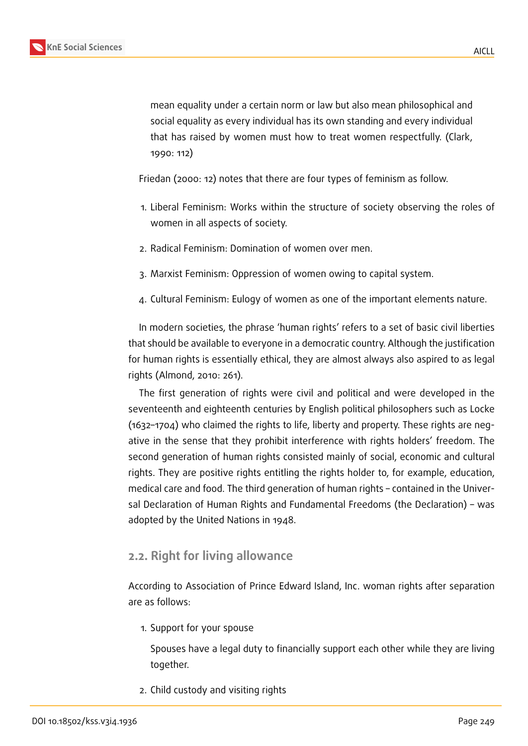> mean equality under a certain norm or law but also mean philosophical and social equality as every individual has its own standing and every individual that has raised by women must how to treat women respectfully. (Clark, 1990: 112)

Friedan (2000: 12) notes that there are four types of feminism as follow.

1. Liberal Feminism: Works within the structure of society observing the roles of women in all aspects of society.
2. Radical Feminism: Domination of women over men.
3. Marxist Feminism: Oppression of women owing to capital system.
4. Cultural Feminism: Eulogy of women as one of the important elements nature.

In modern societies, the phrase 'human rights' refers to a set of basic civil liberties that should be available to everyone in a democratic country. Although the justification for human rights is essentially ethical, they are almost always also aspired to as legal rights (Almond, 2010: 261).

The first generation of rights were civil and political and were developed in the seventeenth and eighteenth centuries by English political philosophers such as Locke (1632–1704) who claimed the rights to life, liberty and property. These rights are negative in the sense that they prohibit interference with rights holders' freedom. The second generation of human rights consisted mainly of social, economic and cultural rights. They are positive rights entitling the rights holder to, for example, education, medical care and food. The third generation of human rights – contained in the Universal Declaration of Human Rights and Fundamental Freedoms (the Declaration) – was adopted by the United Nations in 1948.

## 2.2. Right for living allowance

According to Association of Prince Edward Island, Inc. woman rights after separation are as follows:

1. Support for your spouse

   Spouses have a legal duty to financially support each other while they are living together.

2. Child custody and visiting rights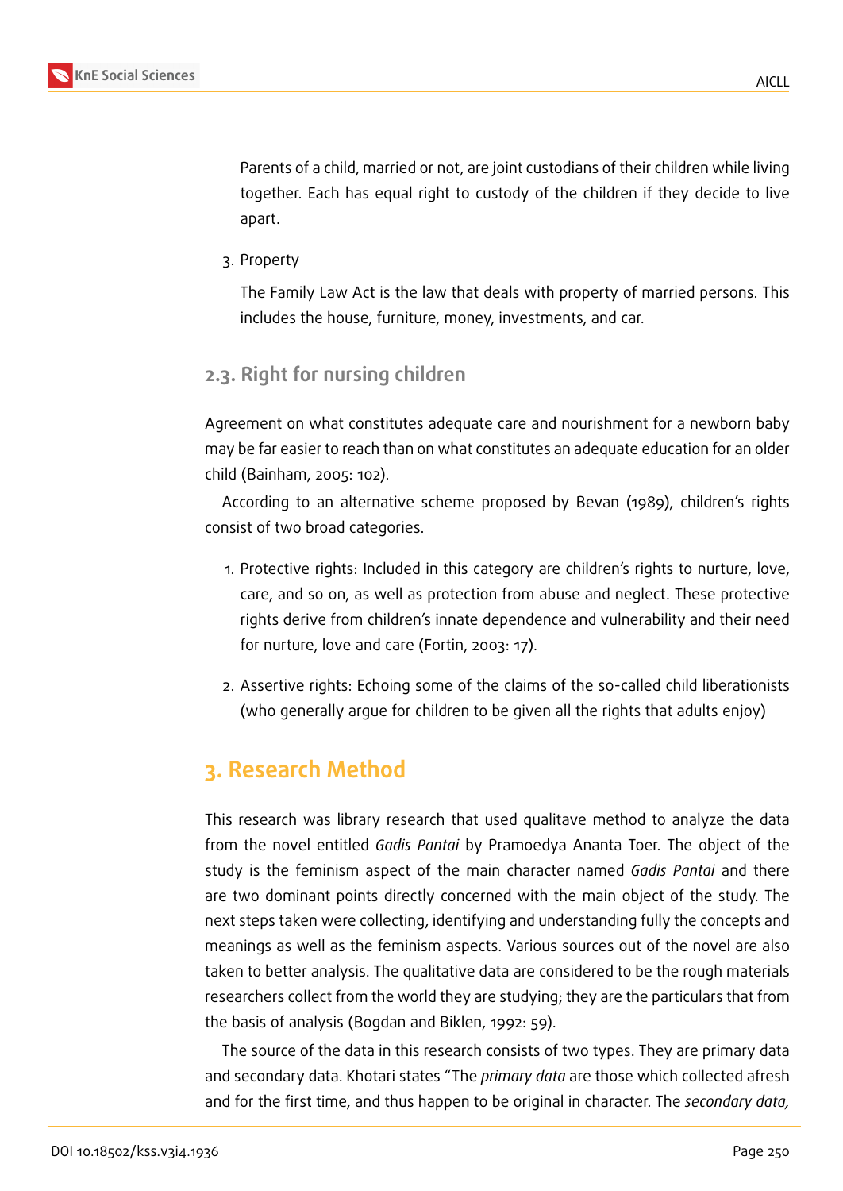Parents of a child, married or not, are joint custodians of their children while living together. Each has equal right to custody of the children if they decide to live apart.

3. Property

   The Family Law Act is the law that deals with property of married persons. This includes the house, furniture, money, investments, and car.

### 2.3. Right for nursing children

Agreement on what constitutes adequate care and nourishment for a newborn baby may be far easier to reach than on what constitutes an adequate education for an older child (Bainham, 2005: 102).

According to an alternative scheme proposed by Bevan (1989), children's rights consist of two broad categories.

1. Protective rights: Included in this category are children's rights to nurture, love, care, and so on, as well as protection from abuse and neglect. These protective rights derive from children's innate dependence and vulnerability and their need for nurture, love and care (Fortin, 2003: 17).

2. Assertive rights: Echoing some of the claims of the so-called child liberationists (who generally argue for children to be given all the rights that adults enjoy)

## 3. Research Method

This research was library research that used qualitave method to analyze the data from the novel entitled *Gadis Pantai* by Pramoedya Ananta Toer. The object of the study is the feminism aspect of the main character named *Gadis Pantai* and there are two dominant points directly concerned with the main object of the study. The next steps taken were collecting, identifying and understanding fully the concepts and meanings as well as the feminism aspects. Various sources out of the novel are also taken to better analysis. The qualitative data are considered to be the rough materials researchers collect from the world they are studying; they are the particulars that from the basis of analysis (Bogdan and Biklen, 1992: 59).

The source of the data in this research consists of two types. They are primary data and secondary data. Khotari states "The *primary data* are those which collected afresh and for the first time, and thus happen to be original in character. The *secondary data,*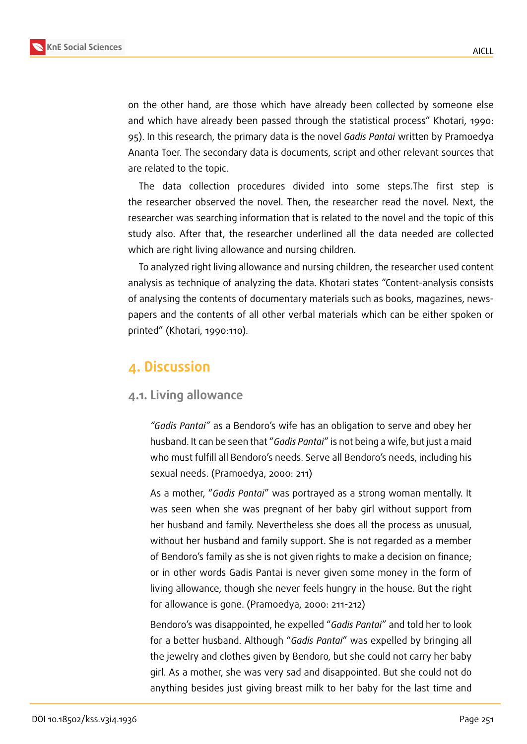on the other hand, are those which have already been collected by someone else and which have already been passed through the statistical process" Khotari, 1990: 95). In this research, the primary data is the novel *Gadis Pantai* written by Pramoedya Ananta Toer. The secondary data is documents, script and other relevant sources that are related to the topic.

The data collection procedures divided into some steps.The first step is the researcher observed the novel. Then, the researcher read the novel. Next, the researcher was searching information that is related to the novel and the topic of this study also. After that, the researcher underlined all the data needed are collected which are right living allowance and nursing children.

To analyzed right living allowance and nursing children, the researcher used content analysis as technique of analyzing the data. Khotari states "Content-analysis consists of analysing the contents of documentary materials such as books, magazines, newspapers and the contents of all other verbal materials which can be either spoken or printed" (Khotari, 1990:110).

## 4. Discussion

### 4.1. Living allowance

> *"Gadis Pantai"* as a Bendoro's wife has an obligation to serve and obey her husband. It can be seen that "*Gadis Pantai*" is not being a wife, but just a maid who must fulfill all Bendoro's needs. Serve all Bendoro's needs, including his sexual needs. (Pramoedya, 2000: 211)
>
> As a mother, "*Gadis Pantai*" was portrayed as a strong woman mentally. It was seen when she was pregnant of her baby girl without support from her husband and family. Nevertheless she does all the process as unusual, without her husband and family support. She is not regarded as a member of Bendoro's family as she is not given rights to make a decision on finance; or in other words Gadis Pantai is never given some money in the form of living allowance, though she never feels hungry in the house. But the right for allowance is gone. (Pramoedya, 2000: 211-212)
>
> Bendoro's was disappointed, he expelled "*Gadis Pantai*" and told her to look for a better husband. Although "*Gadis Pantai*" was expelled by bringing all the jewelry and clothes given by Bendoro, but she could not carry her baby girl. As a mother, she was very sad and disappointed. But she could not do anything besides just giving breast milk to her baby for the last time and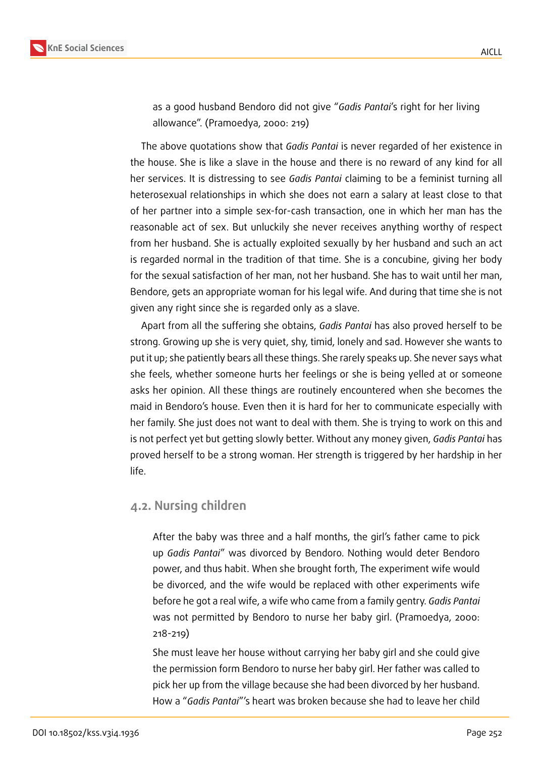> as a good husband Bendoro did not give "*Gadis Pantai*'s right for her living allowance". (Pramoedya, 2000: 219)

The above quotations show that *Gadis Pantai* is never regarded of her existence in the house. She is like a slave in the house and there is no reward of any kind for all her services. It is distressing to see *Gadis Pantai* claiming to be a feminist turning all heterosexual relationships in which she does not earn a salary at least close to that of her partner into a simple sex-for-cash transaction, one in which her man has the reasonable act of sex. But unluckily she never receives anything worthy of respect from her husband. She is actually exploited sexually by her husband and such an act is regarded normal in the tradition of that time. She is a concubine, giving her body for the sexual satisfaction of her man, not her husband. She has to wait until her man, Bendore, gets an appropriate woman for his legal wife. And during that time she is not given any right since she is regarded only as a slave.

Apart from all the suffering she obtains, *Gadis Pantai* has also proved herself to be strong. Growing up she is very quiet, shy, timid, lonely and sad. However she wants to put it up; she patiently bears all these things. She rarely speaks up. She never says what she feels, whether someone hurts her feelings or she is being yelled at or someone asks her opinion. All these things are routinely encountered when she becomes the maid in Bendoro's house. Even then it is hard for her to communicate especially with her family. She just does not want to deal with them. She is trying to work on this and is not perfect yet but getting slowly better. Without any money given, *Gadis Pantai* has proved herself to be a strong woman. Her strength is triggered by her hardship in her life.

## 4.2. Nursing children

> After the baby was three and a half months, the girl's father came to pick up *Gadis Pantai*" was divorced by Bendoro. Nothing would deter Bendoro power, and thus habit. When she brought forth, The experiment wife would be divorced, and the wife would be replaced with other experiments wife before he got a real wife, a wife who came from a family gentry. *Gadis Pantai* was not permitted by Bendoro to nurse her baby girl. (Pramoedya, 2000: 218-219)
>
> She must leave her house without carrying her baby girl and she could give the permission form Bendoro to nurse her baby girl. Her father was called to pick her up from the village because she had been divorced by her husband. How a "*Gadis Pantai*"'s heart was broken because she had to leave her child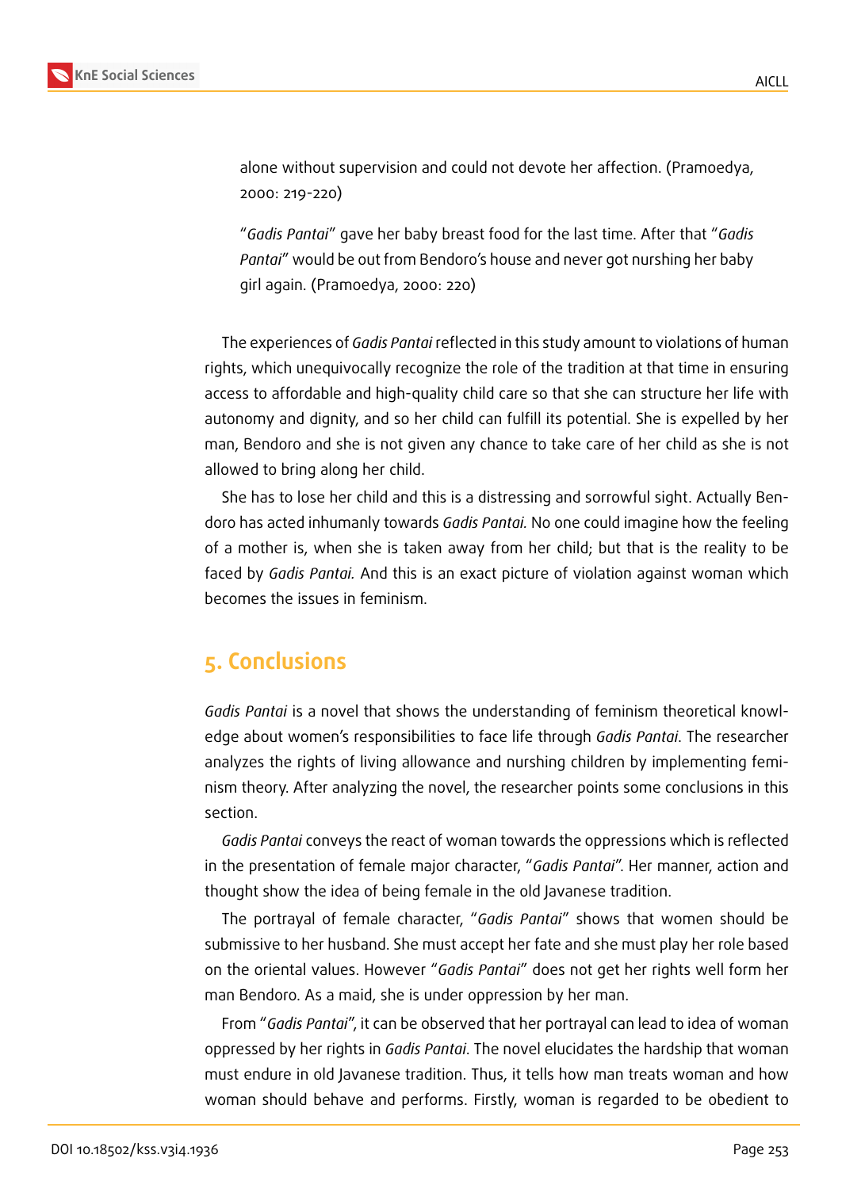alone without supervision and could not devote her affection. (Pramoedya, 2000: 219-220)

> "*Gadis Pantai*" gave her baby breast food for the last time. After that "*Gadis Pantai*" would be out from Bendoro's house and never got nursing her baby girl again. (Pramoedya, 2000: 220)

The experiences of *Gadis Pantai* reflected in this study amount to violations of human rights, which unequivocally recognize the role of the tradition at that time in ensuring access to affordable and high-quality child care so that she can structure her life with autonomy and dignity, and so her child can fulfill its potential. She is expelled by her man, Bendoro and she is not given any chance to take care of her child as she is not allowed to bring along her child.

She has to lose her child and this is a distressing and sorrowful sight. Actually Bendoro has acted inhumanly towards *Gadis Pantai.* No one could imagine how the feeling of a mother is, when she is taken away from her child; but that is the reality to be faced by *Gadis Pantai.* And this is an exact picture of violation against woman which becomes the issues in feminism.

## 5. Conclusions

*Gadis Pantai* is a novel that shows the understanding of feminism theoretical knowledge about women's responsibilities to face life through *Gadis Pantai*. The researcher analyzes the rights of living allowance and nursing children by implementing feminism theory. After analyzing the novel, the researcher points some conclusions in this section.

*Gadis Pantai* conveys the react of woman towards the oppressions which is reflected in the presentation of female major character, "*Gadis Pantai*". Her manner, action and thought show the idea of being female in the old Javanese tradition.

The portrayal of female character, "*Gadis Pantai*" shows that women should be submissive to her husband. She must accept her fate and she must play her role based on the oriental values. However "*Gadis Pantai*" does not get her rights well form her man Bendoro. As a maid, she is under oppression by her man.

From "*Gadis Pantai*", it can be observed that her portrayal can lead to idea of woman oppressed by her rights in *Gadis Pantai*. The novel elucidates the hardship that woman must endure in old Javanese tradition. Thus, it tells how man treats woman and how woman should behave and performs. Firstly, woman is regarded to be obedient to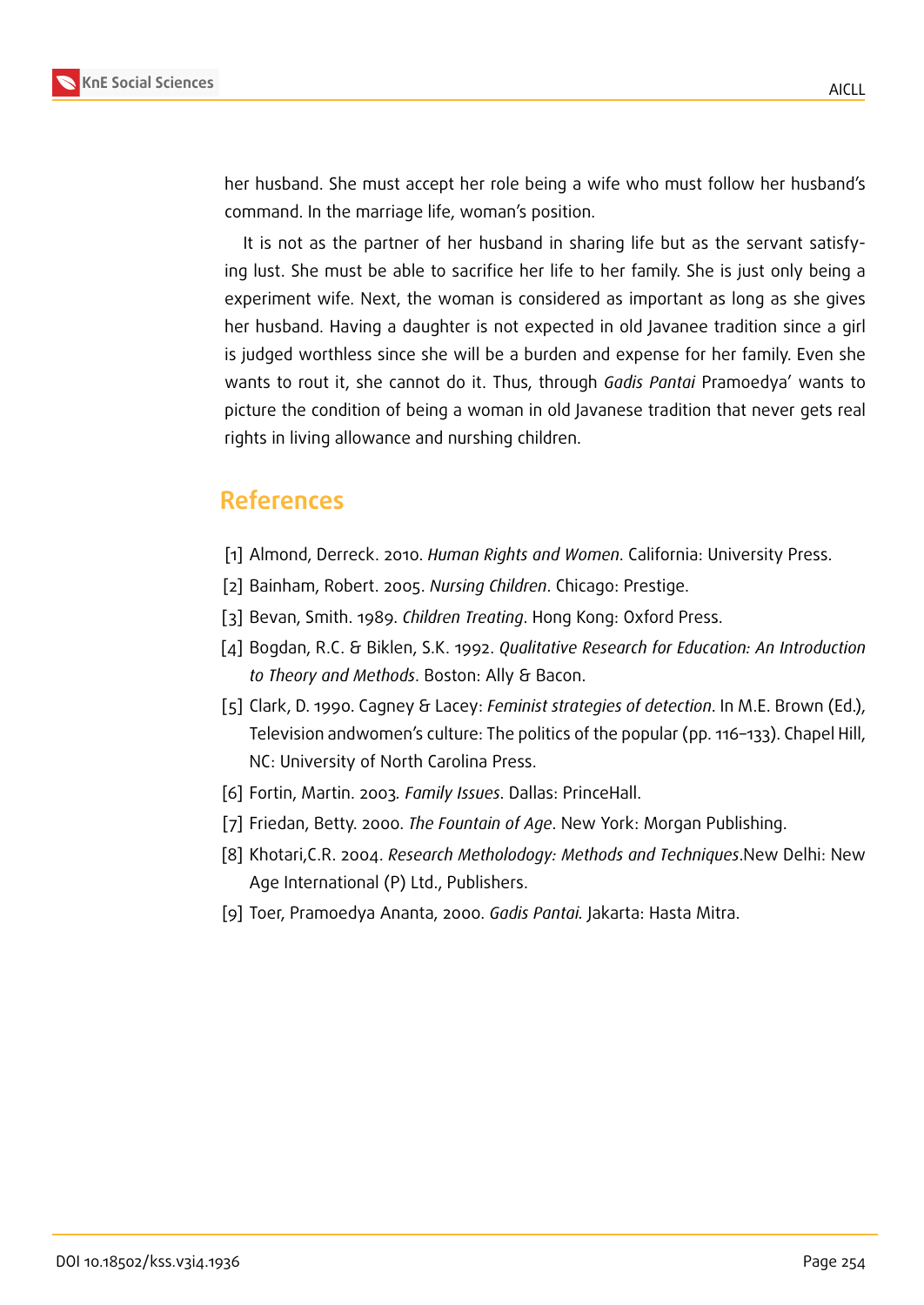her husband. She must accept her role being a wife who must follow her husband's command. In the marriage life, woman's position.

It is not as the partner of her husband in sharing life but as the servant satisfying lust. She must be able to sacrifice her life to her family. She is just only being a experiment wife. Next, the woman is considered as important as long as she gives her husband. Having a daughter is not expected in old Javanee tradition since a girl is judged worthless since she will be a burden and expense for her family. Even she wants to rout it, she cannot do it. Thus, through *Gadis Pantai* Pramoedya' wants to picture the condition of being a woman in old Javanese tradition that never gets real rights in living allowance and nursing children.

## References

[1] Almond, Derreck. 2010. *Human Rights and Women*. California: University Press.

[2] Bainham, Robert. 2005. *Nursing Children*. Chicago: Prestige.

[3] Bevan, Smith. 1989. *Children Treating*. Hong Kong: Oxford Press.

[4] Bogdan, R.C. & Biklen, S.K. 1992. *Qualitative Research for Education: An Introduction to Theory and Methods*. Boston: Ally & Bacon.

[5] Clark, D. 1990. Cagney & Lacey: *Feminist strategies of detection*. In M.E. Brown (Ed.), Television andwomen's culture: The politics of the popular (pp. 116–133). Chapel Hill, NC: University of North Carolina Press.

[6] Fortin, Martin. 2003. *Family Issues*. Dallas: PrinceHall.

[7] Friedan, Betty. 2000. *The Fountain of Age*. New York: Morgan Publishing.

[8] Khotari,C.R. 2004. *Research Metholodogy: Methods and Techniques*.New Delhi: New Age International (P) Ltd., Publishers.

[9] Toer, Pramoedya Ananta, 2000. *Gadis Pantai.* Jakarta: Hasta Mitra.